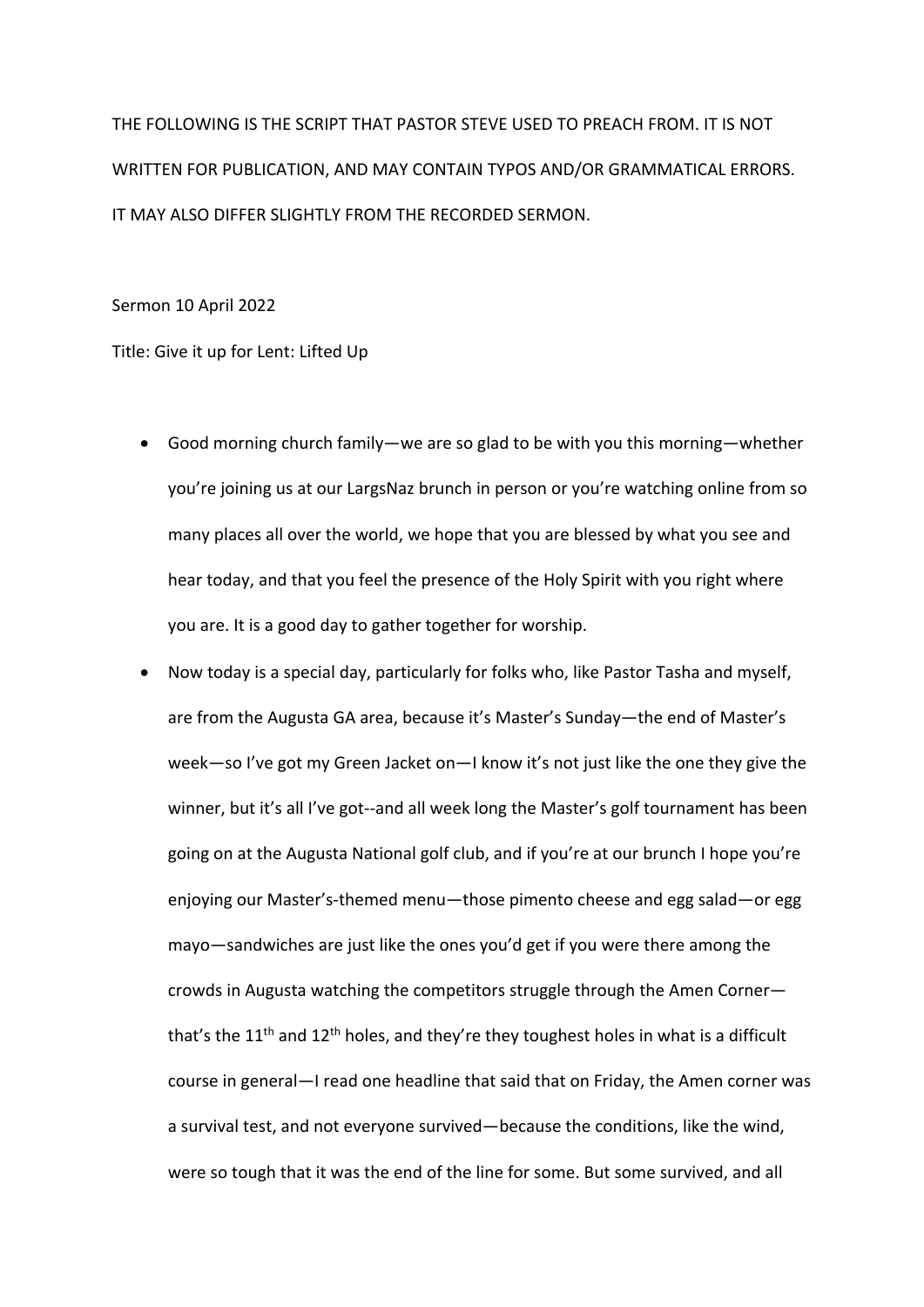THE FOLLOWING IS THE SCRIPT THAT PASTOR STEVE USED TO PREACH FROM. IT IS NOT WRITTEN FOR PUBLICATION, AND MAY CONTAIN TYPOS AND/OR GRAMMATICAL ERRORS. IT MAY ALSO DIFFER SLIGHTLY FROM THE RECORDED SERMON.

Sermon 10 April 2022

Title: Give it up for Lent: Lifted Up

- Good morning church family—we are so glad to be with you this morning—whether you're joining us at our LargsNaz brunch in person or you're watching online from so many places all over the world, we hope that you are blessed by what you see and hear today, and that you feel the presence of the Holy Spirit with you right where you are. It is a good day to gather together for worship.
- Now today is a special day, particularly for folks who, like Pastor Tasha and myself, are from the Augusta GA area, because it's Master's Sunday—the end of Master's week—so I've got my Green Jacket on—I know it's not just like the one they give the winner, but it's all I've got--and all week long the Master's golf tournament has been going on at the Augusta National golf club, and if you're at our brunch I hope you're enjoying our Master's-themed menu—those pimento cheese and egg salad—or egg mayo—sandwiches are just like the ones you'd get if you were there among the crowds in Augusta watching the competitors struggle through the Amen Corner—that's the 11th and 12th holes, and they're they toughest holes in what is a difficult course in general—I read one headline that said that on Friday, the Amen corner was a survival test, and not everyone survived—because the conditions, like the wind, were so tough that it was the end of the line for some. But some survived, and all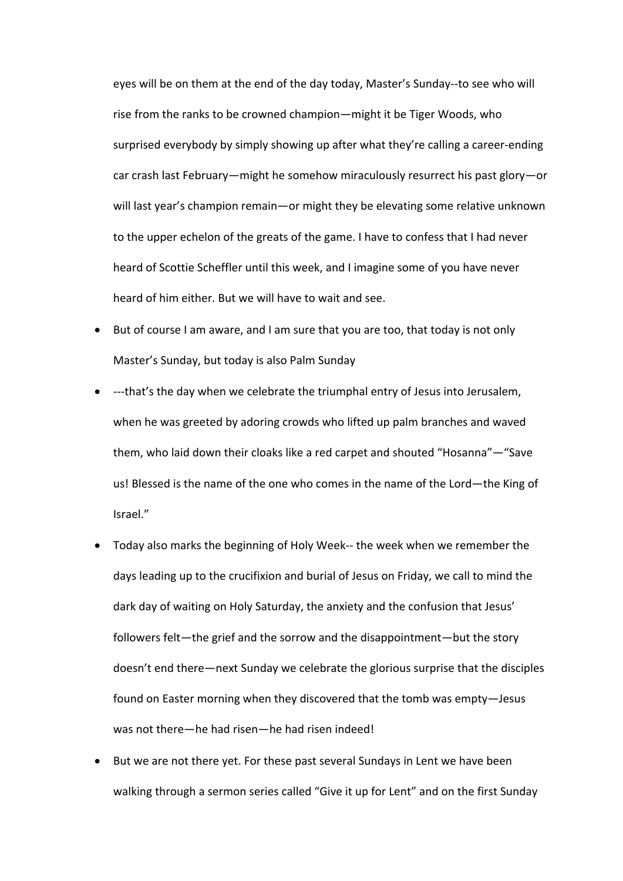eyes will be on them at the end of the day today, Master's Sunday--to see who will rise from the ranks to be crowned champion—might it be Tiger Woods, who surprised everybody by simply showing up after what they're calling a career-ending car crash last February—might he somehow miraculously resurrect his past glory—or will last year's champion remain—or might they be elevating some relative unknown to the upper echelon of the greats of the game. I have to confess that I had never heard of Scottie Scheffler until this week, and I imagine some of you have never heard of him either. But we will have to wait and see.

- But of course I am aware, and I am sure that you are too, that today is not only Master's Sunday, but today is also Palm Sunday
- ---that's the day when we celebrate the triumphal entry of Jesus into Jerusalem, when he was greeted by adoring crowds who lifted up palm branches and waved them, who laid down their cloaks like a red carpet and shouted "Hosanna"—"Save us! Blessed is the name of the one who comes in the name of the Lord—the King of Israel."
- Today also marks the beginning of Holy Week-- the week when we remember the days leading up to the crucifixion and burial of Jesus on Friday, we call to mind the dark day of waiting on Holy Saturday, the anxiety and the confusion that Jesus' followers felt—the grief and the sorrow and the disappointment—but the story doesn't end there—next Sunday we celebrate the glorious surprise that the disciples found on Easter morning when they discovered that the tomb was empty—Jesus was not there—he had risen—he had risen indeed!
- But we are not there yet. For these past several Sundays in Lent we have been walking through a sermon series called "Give it up for Lent" and on the first Sunday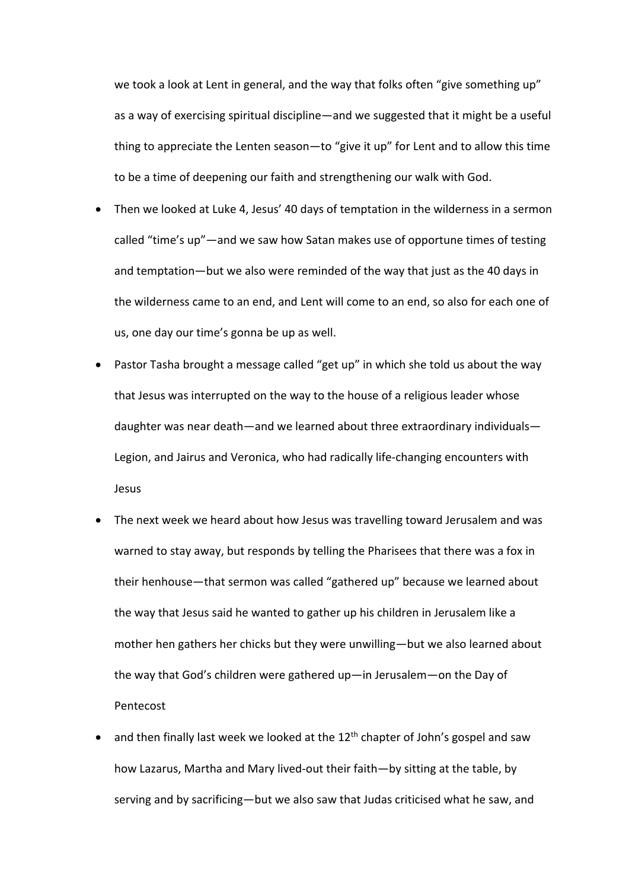we took a look at Lent in general, and the way that folks often "give something up" as a way of exercising spiritual discipline—and we suggested that it might be a useful thing to appreciate the Lenten season—to "give it up" for Lent and to allow this time to be a time of deepening our faith and strengthening our walk with God.

- Then we looked at Luke 4, Jesus' 40 days of temptation in the wilderness in a sermon called "time's up"—and we saw how Satan makes use of opportune times of testing and temptation—but we also were reminded of the way that just as the 40 days in the wilderness came to an end, and Lent will come to an end, so also for each one of us, one day our time's gonna be up as well.
- Pastor Tasha brought a message called "get up" in which she told us about the way that Jesus was interrupted on the way to the house of a religious leader whose daughter was near death—and we learned about three extraordinary individuals—Legion, and Jairus and Veronica, who had radically life-changing encounters with Jesus
- The next week we heard about how Jesus was travelling toward Jerusalem and was warned to stay away, but responds by telling the Pharisees that there was a fox in their henhouse—that sermon was called "gathered up" because we learned about the way that Jesus said he wanted to gather up his children in Jerusalem like a mother hen gathers her chicks but they were unwilling—but we also learned about the way that God's children were gathered up—in Jerusalem—on the Day of Pentecost
- and then finally last week we looked at the 12th chapter of John's gospel and saw how Lazarus, Martha and Mary lived-out their faith—by sitting at the table, by serving and by sacrificing—but we also saw that Judas criticised what he saw, and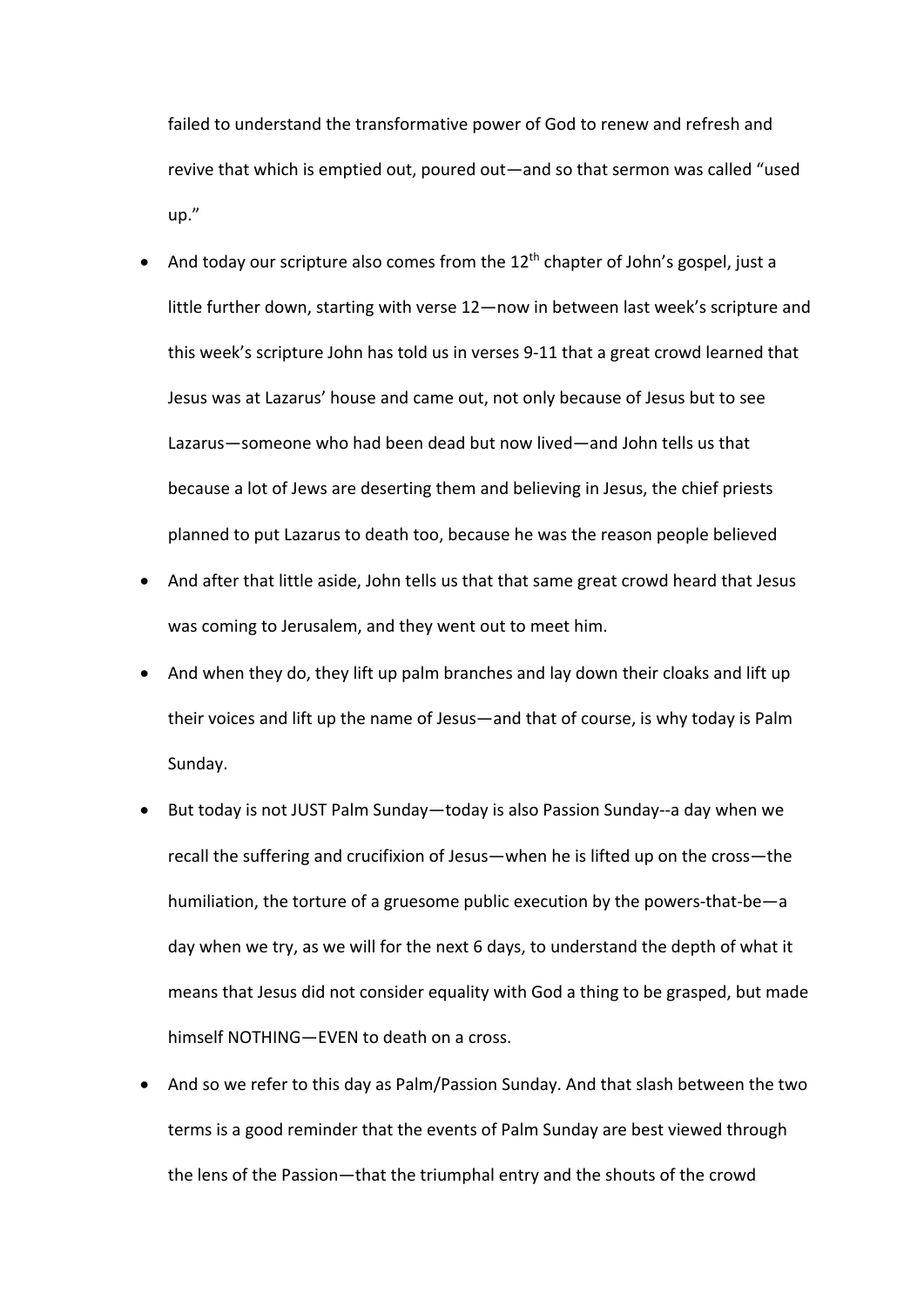failed to understand the transformative power of God to renew and refresh and revive that which is emptied out, poured out—and so that sermon was called "used up."

- And today our scripture also comes from the 12th chapter of John's gospel, just a little further down, starting with verse 12—now in between last week's scripture and this week's scripture John has told us in verses 9-11 that a great crowd learned that Jesus was at Lazarus' house and came out, not only because of Jesus but to see Lazarus—someone who had been dead but now lived—and John tells us that because a lot of Jews are deserting them and believing in Jesus, the chief priests planned to put Lazarus to death too, because he was the reason people believed
- And after that little aside, John tells us that that same great crowd heard that Jesus was coming to Jerusalem, and they went out to meet him.
- And when they do, they lift up palm branches and lay down their cloaks and lift up their voices and lift up the name of Jesus—and that of course, is why today is Palm Sunday.
- But today is not JUST Palm Sunday—today is also Passion Sunday--a day when we recall the suffering and crucifixion of Jesus—when he is lifted up on the cross—the humiliation, the torture of a gruesome public execution by the powers-that-be—a day when we try, as we will for the next 6 days, to understand the depth of what it means that Jesus did not consider equality with God a thing to be grasped, but made himself NOTHING—EVEN to death on a cross.
- And so we refer to this day as Palm/Passion Sunday. And that slash between the two terms is a good reminder that the events of Palm Sunday are best viewed through the lens of the Passion—that the triumphal entry and the shouts of the crowd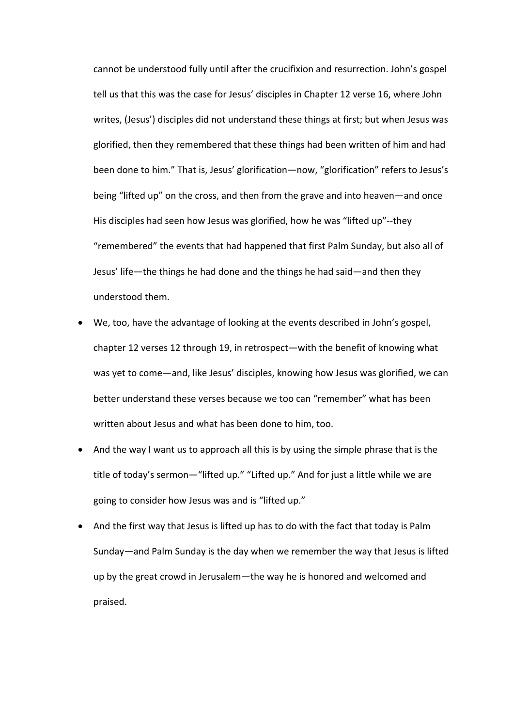cannot be understood fully until after the crucifixion and resurrection. John's gospel tell us that this was the case for Jesus' disciples in Chapter 12 verse 16, where John writes, (Jesus') disciples did not understand these things at first; but when Jesus was glorified, then they remembered that these things had been written of him and had been done to him." That is, Jesus' glorification—now, "glorification" refers to Jesus's being "lifted up" on the cross, and then from the grave and into heaven—and once His disciples had seen how Jesus was glorified, how he was "lifted up"--they "remembered" the events that had happened that first Palm Sunday, but also all of Jesus' life—the things he had done and the things he had said—and then they understood them.

- We, too, have the advantage of looking at the events described in John's gospel, chapter 12 verses 12 through 19, in retrospect—with the benefit of knowing what was yet to come—and, like Jesus' disciples, knowing how Jesus was glorified, we can better understand these verses because we too can "remember" what has been written about Jesus and what has been done to him, too.
- And the way I want us to approach all this is by using the simple phrase that is the title of today's sermon—"lifted up." "Lifted up." And for just a little while we are going to consider how Jesus was and is "lifted up."
- And the first way that Jesus is lifted up has to do with the fact that today is Palm Sunday—and Palm Sunday is the day when we remember the way that Jesus is lifted up by the great crowd in Jerusalem—the way he is honored and welcomed and praised.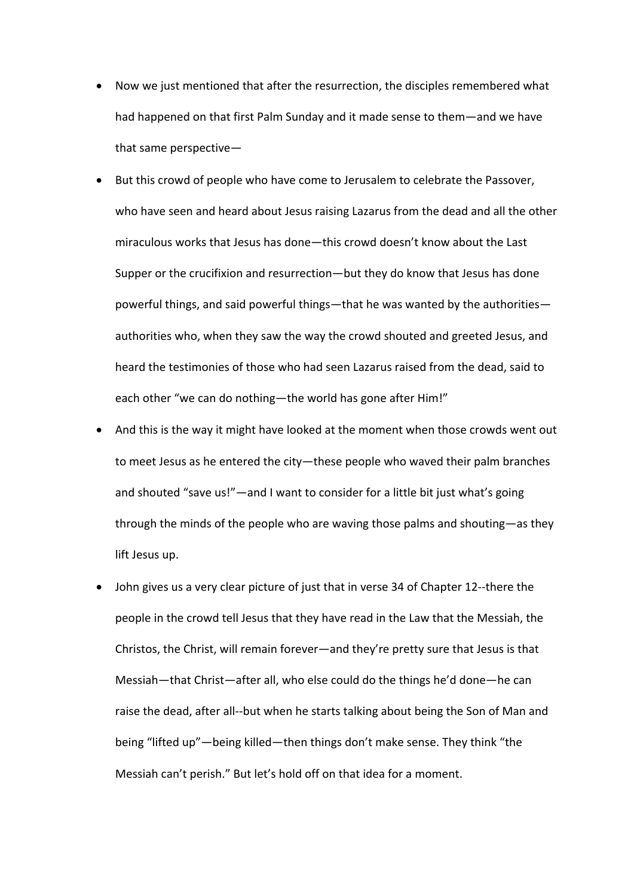- Now we just mentioned that after the resurrection, the disciples remembered what had happened on that first Palm Sunday and it made sense to them—and we have that same perspective—
- But this crowd of people who have come to Jerusalem to celebrate the Passover, who have seen and heard about Jesus raising Lazarus from the dead and all the other miraculous works that Jesus has done—this crowd doesn't know about the Last Supper or the crucifixion and resurrection—but they do know that Jesus has done powerful things, and said powerful things—that he was wanted by the authorities—authorities who, when they saw the way the crowd shouted and greeted Jesus, and heard the testimonies of those who had seen Lazarus raised from the dead, said to each other "we can do nothing—the world has gone after Him!"
- And this is the way it might have looked at the moment when those crowds went out to meet Jesus as he entered the city—these people who waved their palm branches and shouted "save us!"—and I want to consider for a little bit just what's going through the minds of the people who are waving those palms and shouting—as they lift Jesus up.
- John gives us a very clear picture of just that in verse 34 of Chapter 12--there the people in the crowd tell Jesus that they have read in the Law that the Messiah, the Christos, the Christ, will remain forever—and they're pretty sure that Jesus is that Messiah—that Christ—after all, who else could do the things he'd done—he can raise the dead, after all--but when he starts talking about being the Son of Man and being "lifted up"—being killed—then things don't make sense. They think "the Messiah can't perish." But let's hold off on that idea for a moment.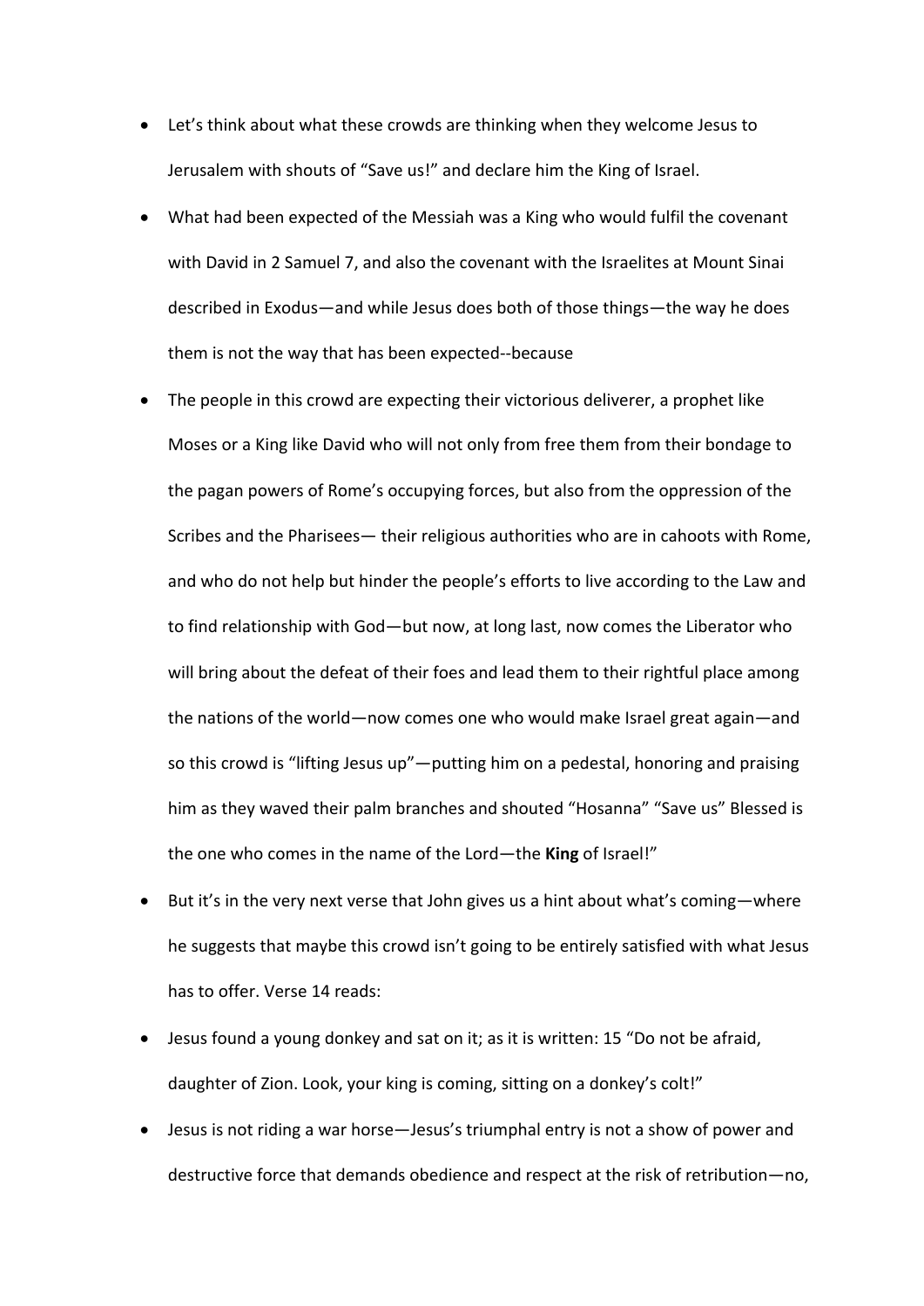- Let's think about what these crowds are thinking when they welcome Jesus to Jerusalem with shouts of "Save us!" and declare him the King of Israel.
- What had been expected of the Messiah was a King who would fulfil the covenant with David in 2 Samuel 7, and also the covenant with the Israelites at Mount Sinai described in Exodus—and while Jesus does both of those things—the way he does them is not the way that has been expected--because
- The people in this crowd are expecting their victorious deliverer, a prophet like Moses or a King like David who will not only from free them from their bondage to the pagan powers of Rome's occupying forces, but also from the oppression of the Scribes and the Pharisees— their religious authorities who are in cahoots with Rome, and who do not help but hinder the people's efforts to live according to the Law and to find relationship with God—but now, at long last, now comes the Liberator who will bring about the defeat of their foes and lead them to their rightful place among the nations of the world—now comes one who would make Israel great again—and so this crowd is "lifting Jesus up"—putting him on a pedestal, honoring and praising him as they waved their palm branches and shouted "Hosanna" "Save us" Blessed is the one who comes in the name of the Lord—the **King** of Israel!"
- But it's in the very next verse that John gives us a hint about what's coming—where he suggests that maybe this crowd isn't going to be entirely satisfied with what Jesus has to offer. Verse 14 reads:
- Jesus found a young donkey and sat on it; as it is written: 15 "Do not be afraid, daughter of Zion. Look, your king is coming, sitting on a donkey's colt!"
- Jesus is not riding a war horse—Jesus's triumphal entry is not a show of power and destructive force that demands obedience and respect at the risk of retribution—no,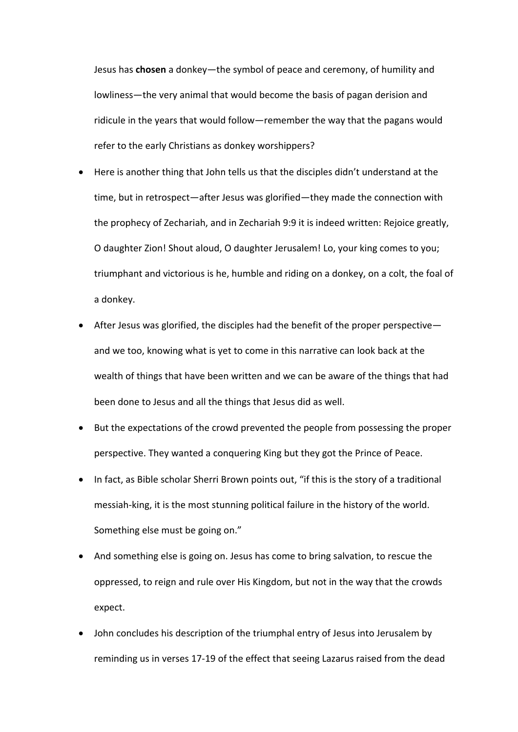Jesus has **chosen** a donkey—the symbol of peace and ceremony, of humility and lowliness—the very animal that would become the basis of pagan derision and ridicule in the years that would follow—remember the way that the pagans would refer to the early Christians as donkey worshippers?

- Here is another thing that John tells us that the disciples didn't understand at the time, but in retrospect—after Jesus was glorified—they made the connection with the prophecy of Zechariah, and in Zechariah 9:9 it is indeed written: Rejoice greatly, O daughter Zion! Shout aloud, O daughter Jerusalem! Lo, your king comes to you; triumphant and victorious is he, humble and riding on a donkey, on a colt, the foal of a donkey.
- After Jesus was glorified, the disciples had the benefit of the proper perspective—and we too, knowing what is yet to come in this narrative can look back at the wealth of things that have been written and we can be aware of the things that had been done to Jesus and all the things that Jesus did as well.
- But the expectations of the crowd prevented the people from possessing the proper perspective. They wanted a conquering King but they got the Prince of Peace.
- In fact, as Bible scholar Sherri Brown points out, "if this is the story of a traditional messiah-king, it is the most stunning political failure in the history of the world. Something else must be going on."
- And something else is going on. Jesus has come to bring salvation, to rescue the oppressed, to reign and rule over His Kingdom, but not in the way that the crowds expect.
- John concludes his description of the triumphal entry of Jesus into Jerusalem by reminding us in verses 17-19 of the effect that seeing Lazarus raised from the dead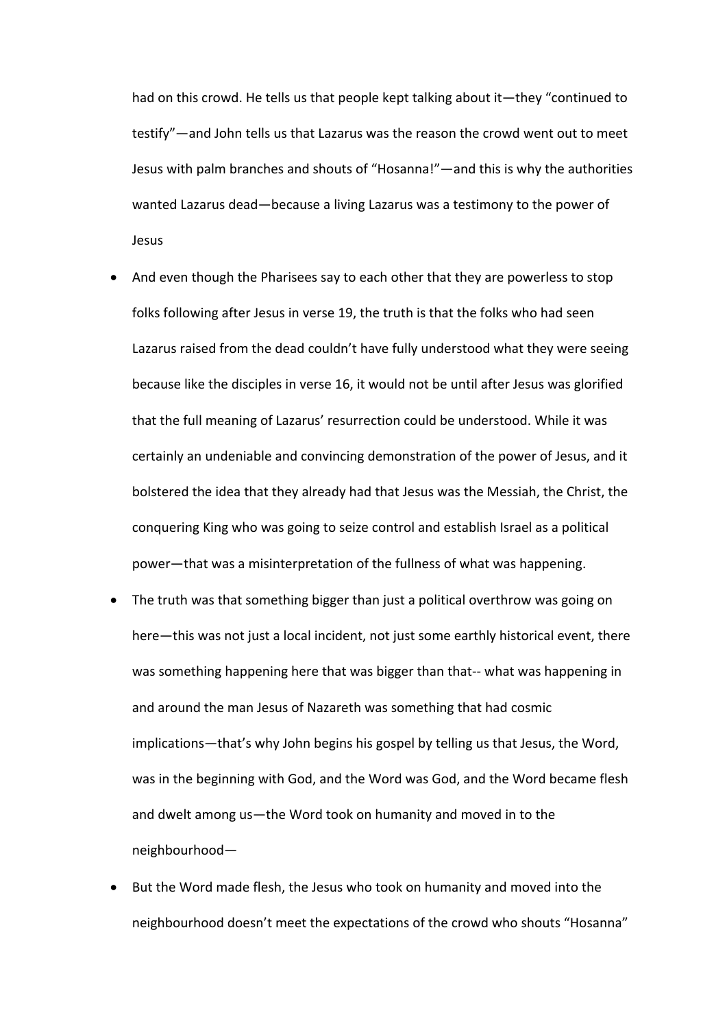had on this crowd. He tells us that people kept talking about it—they "continued to testify"—and John tells us that Lazarus was the reason the crowd went out to meet Jesus with palm branches and shouts of "Hosanna!"—and this is why the authorities wanted Lazarus dead—because a living Lazarus was a testimony to the power of Jesus

- And even though the Pharisees say to each other that they are powerless to stop folks following after Jesus in verse 19, the truth is that the folks who had seen Lazarus raised from the dead couldn't have fully understood what they were seeing because like the disciples in verse 16, it would not be until after Jesus was glorified that the full meaning of Lazarus' resurrection could be understood. While it was certainly an undeniable and convincing demonstration of the power of Jesus, and it bolstered the idea that they already had that Jesus was the Messiah, the Christ, the conquering King who was going to seize control and establish Israel as a political power—that was a misinterpretation of the fullness of what was happening.
- The truth was that something bigger than just a political overthrow was going on here—this was not just a local incident, not just some earthly historical event, there was something happening here that was bigger than that-- what was happening in and around the man Jesus of Nazareth was something that had cosmic implications—that's why John begins his gospel by telling us that Jesus, the Word, was in the beginning with God, and the Word was God, and the Word became flesh and dwelt among us—the Word took on humanity and moved in to the neighbourhood—
- But the Word made flesh, the Jesus who took on humanity and moved into the neighbourhood doesn't meet the expectations of the crowd who shouts "Hosanna"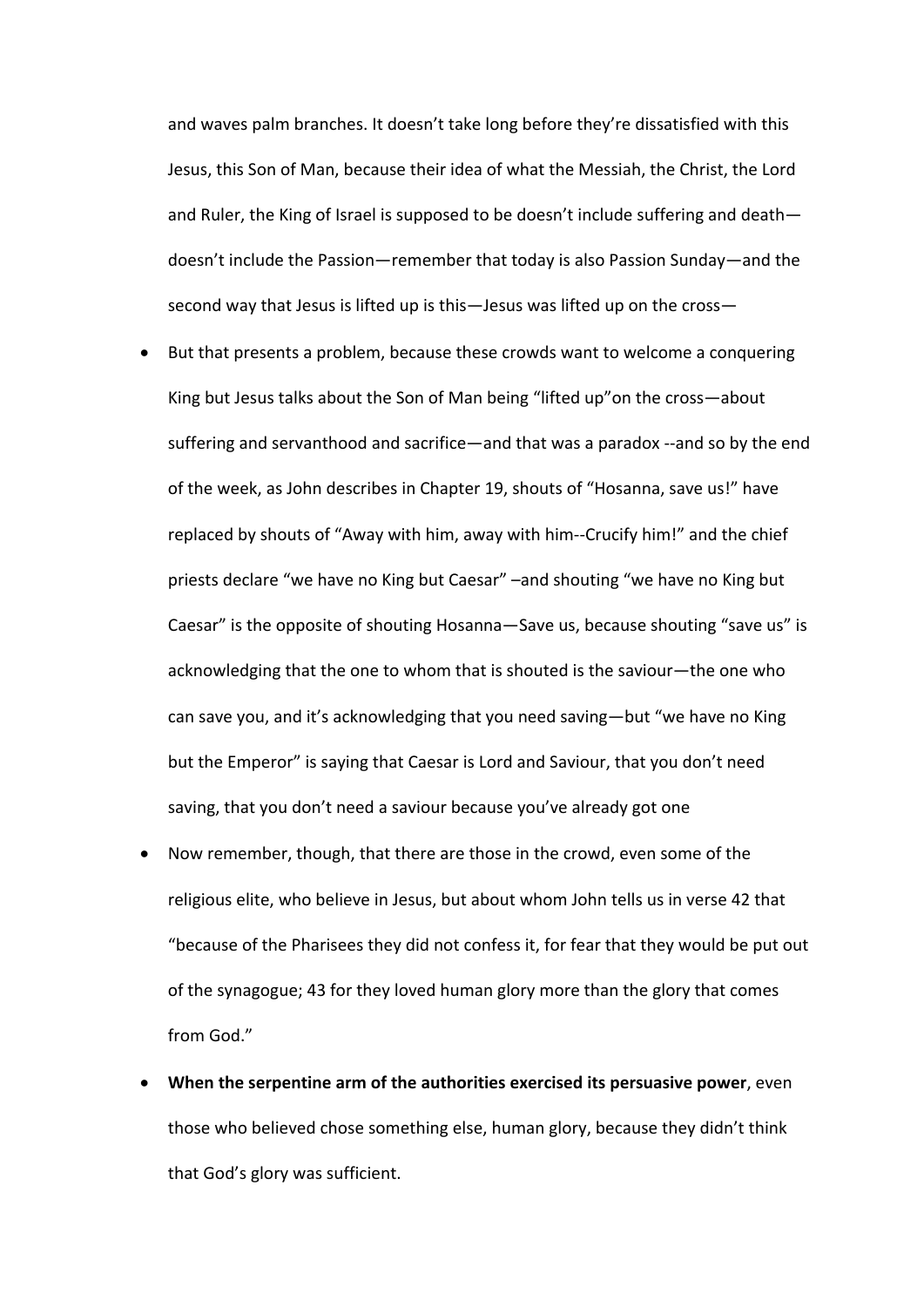and waves palm branches. It doesn't take long before they're dissatisfied with this Jesus, this Son of Man, because their idea of what the Messiah, the Christ, the Lord and Ruler, the King of Israel is supposed to be doesn't include suffering and death—doesn't include the Passion—remember that today is also Passion Sunday—and the second way that Jesus is lifted up is this—Jesus was lifted up on the cross—

- But that presents a problem, because these crowds want to welcome a conquering King but Jesus talks about the Son of Man being "lifted up"on the cross—about suffering and servanthood and sacrifice—and that was a paradox --and so by the end of the week, as John describes in Chapter 19, shouts of "Hosanna, save us!" have replaced by shouts of "Away with him, away with him--Crucify him!" and the chief priests declare "we have no King but Caesar" –and shouting "we have no King but Caesar" is the opposite of shouting Hosanna—Save us, because shouting "save us" is acknowledging that the one to whom that is shouted is the saviour—the one who can save you, and it's acknowledging that you need saving—but "we have no King but the Emperor" is saying that Caesar is Lord and Saviour, that you don't need saving, that you don't need a saviour because you've already got one
- Now remember, though, that there are those in the crowd, even some of the religious elite, who believe in Jesus, but about whom John tells us in verse 42 that "because of the Pharisees they did not confess it, for fear that they would be put out of the synagogue; 43 for they loved human glory more than the glory that comes from God."
- **When the serpentine arm of the authorities exercised its persuasive power**, even those who believed chose something else, human glory, because they didn't think that God's glory was sufficient.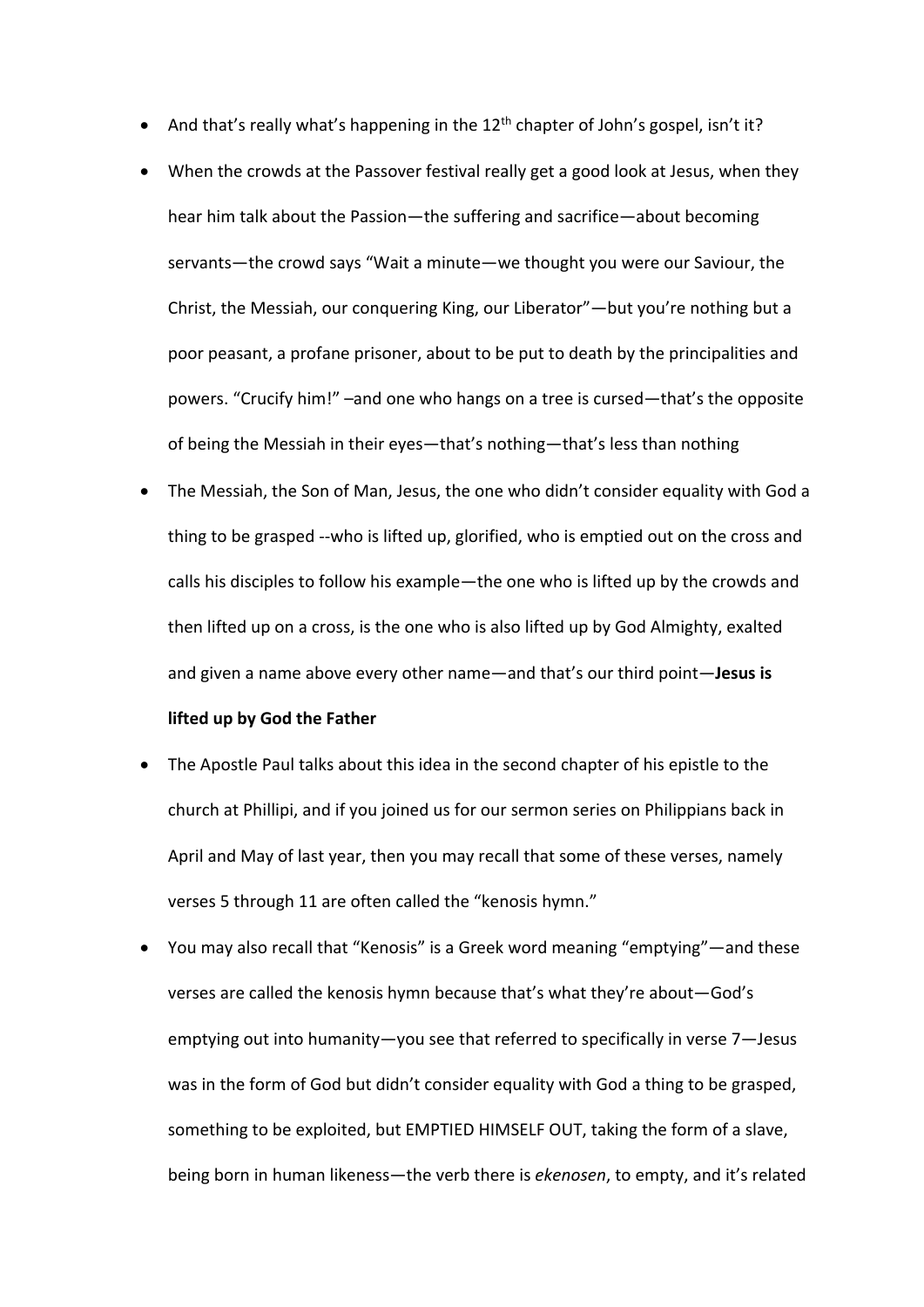- And that's really what's happening in the 12th chapter of John's gospel, isn't it?
- When the crowds at the Passover festival really get a good look at Jesus, when they hear him talk about the Passion—the suffering and sacrifice—about becoming servants—the crowd says "Wait a minute—we thought you were our Saviour, the Christ, the Messiah, our conquering King, our Liberator"—but you're nothing but a poor peasant, a profane prisoner, about to be put to death by the principalities and powers. "Crucify him!" –and one who hangs on a tree is cursed—that's the opposite of being the Messiah in their eyes—that's nothing—that's less than nothing
- The Messiah, the Son of Man, Jesus, the one who didn't consider equality with God a thing to be grasped --who is lifted up, glorified, who is emptied out on the cross and calls his disciples to follow his example—the one who is lifted up by the crowds and then lifted up on a cross, is the one who is also lifted up by God Almighty, exalted and given a name above every other name—and that's our third point—**Jesus is lifted up by God the Father**
- The Apostle Paul talks about this idea in the second chapter of his epistle to the church at Phillipi, and if you joined us for our sermon series on Philippians back in April and May of last year, then you may recall that some of these verses, namely verses 5 through 11 are often called the "kenosis hymn."
- You may also recall that "Kenosis" is a Greek word meaning "emptying"—and these verses are called the kenosis hymn because that's what they're about—God's emptying out into humanity—you see that referred to specifically in verse 7—Jesus was in the form of God but didn't consider equality with God a thing to be grasped, something to be exploited, but EMPTIED HIMSELF OUT, taking the form of a slave, being born in human likeness—the verb there is *ekenosen*, to empty, and it's related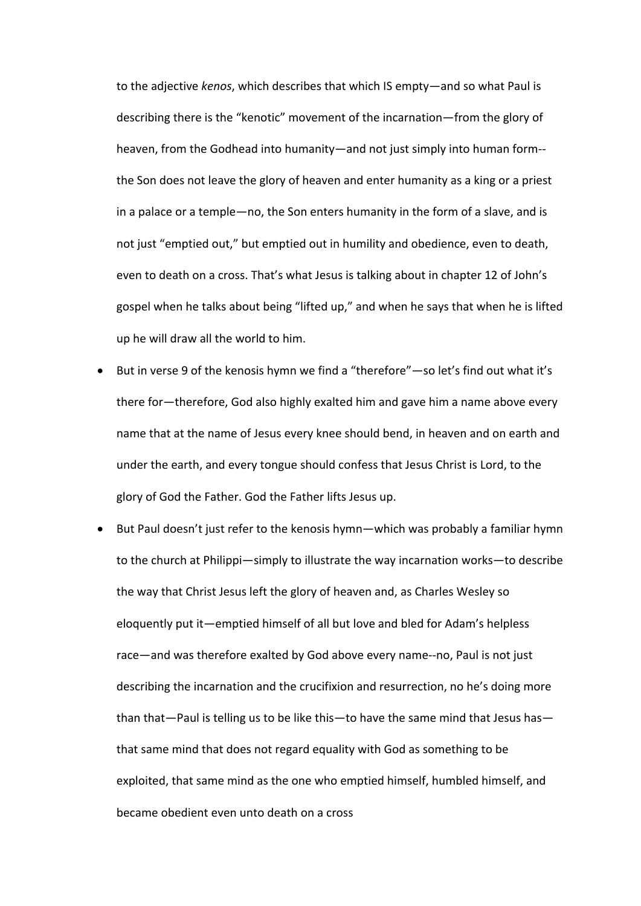to the adjective *kenos*, which describes that which IS empty—and so what Paul is describing there is the "kenotic" movement of the incarnation—from the glory of heaven, from the Godhead into humanity—and not just simply into human form--the Son does not leave the glory of heaven and enter humanity as a king or a priest in a palace or a temple—no, the Son enters humanity in the form of a slave, and is not just "emptied out," but emptied out in humility and obedience, even to death, even to death on a cross. That's what Jesus is talking about in chapter 12 of John's gospel when he talks about being "lifted up," and when he says that when he is lifted up he will draw all the world to him.

- But in verse 9 of the kenosis hymn we find a "therefore"—so let's find out what it's there for—therefore, God also highly exalted him and gave him a name above every name that at the name of Jesus every knee should bend, in heaven and on earth and under the earth, and every tongue should confess that Jesus Christ is Lord, to the glory of God the Father. God the Father lifts Jesus up.
- But Paul doesn't just refer to the kenosis hymn—which was probably a familiar hymn to the church at Philippi—simply to illustrate the way incarnation works—to describe the way that Christ Jesus left the glory of heaven and, as Charles Wesley so eloquently put it—emptied himself of all but love and bled for Adam's helpless race—and was therefore exalted by God above every name--no, Paul is not just describing the incarnation and the crucifixion and resurrection, no he's doing more than that—Paul is telling us to be like this—to have the same mind that Jesus has—that same mind that does not regard equality with God as something to be exploited, that same mind as the one who emptied himself, humbled himself, and became obedient even unto death on a cross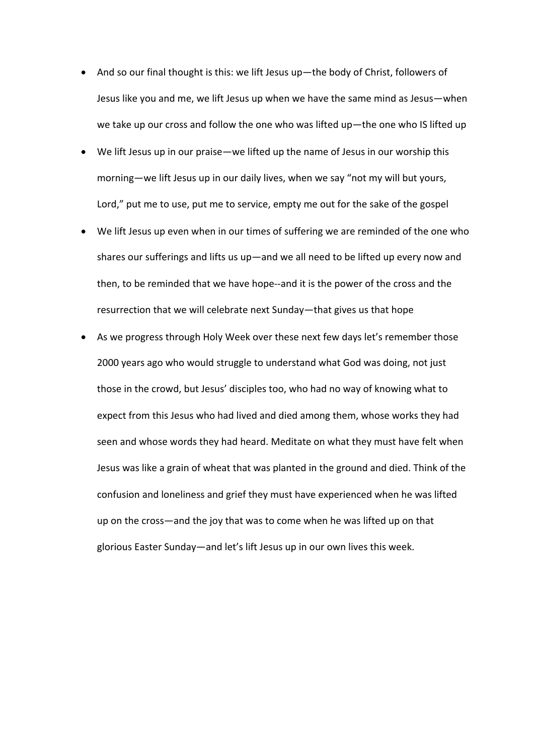- And so our final thought is this: we lift Jesus up—the body of Christ, followers of Jesus like you and me, we lift Jesus up when we have the same mind as Jesus—when we take up our cross and follow the one who was lifted up—the one who IS lifted up
- We lift Jesus up in our praise—we lifted up the name of Jesus in our worship this morning—we lift Jesus up in our daily lives, when we say "not my will but yours, Lord," put me to use, put me to service, empty me out for the sake of the gospel
- We lift Jesus up even when in our times of suffering we are reminded of the one who shares our sufferings and lifts us up—and we all need to be lifted up every now and then, to be reminded that we have hope--and it is the power of the cross and the resurrection that we will celebrate next Sunday—that gives us that hope
- As we progress through Holy Week over these next few days let's remember those 2000 years ago who would struggle to understand what God was doing, not just those in the crowd, but Jesus' disciples too, who had no way of knowing what to expect from this Jesus who had lived and died among them, whose works they had seen and whose words they had heard. Meditate on what they must have felt when Jesus was like a grain of wheat that was planted in the ground and died. Think of the confusion and loneliness and grief they must have experienced when he was lifted up on the cross—and the joy that was to come when he was lifted up on that glorious Easter Sunday—and let's lift Jesus up in our own lives this week.